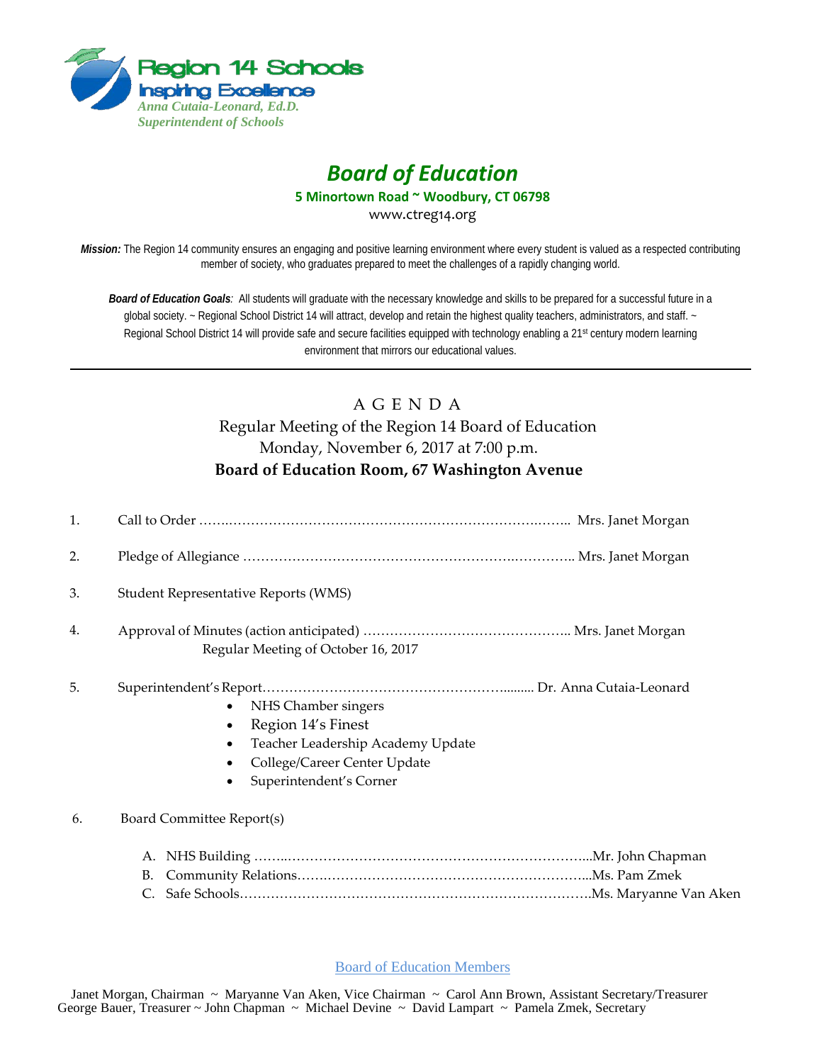Region 14 Schools
Inspiring Excellence
*Anna Cutaia-Leonard, Ed.D.*
*Superintendent of Schools*

# *Board of Education*

**5 Minortown Road ~ Woodbury, CT 06798**

www.ctreg14.org

***Mission:*** The Region 14 community ensures an engaging and positive learning environment where every student is valued as a respected contributing member of society, who graduates prepared to meet the challenges of a rapidly changing world.

***Board of Education Goals**:* All students will graduate with the necessary knowledge and skills to be prepared for a successful future in a global society. ~ Regional School District 14 will attract, develop and retain the highest quality teachers, administrators, and staff. ~ Regional School District 14 will provide safe and secure facilities equipped with technology enabling a 21st century modern learning environment that mirrors our educational values.

---

## A G E N D A

Regular Meeting of the Region 14 Board of Education
Monday, November 6, 2017 at 7:00 p.m.
**Board of Education Room, 67 Washington Avenue**

1. Call to Order ……………………………………………………………………… Mrs. Janet Morgan
2. Pledge of Allegiance ……………………………………………………………… Mrs. Janet Morgan
3. Student Representative Reports (WMS)
4. Approval of Minutes (action anticipated) ……………………………………….. Mrs. Janet Morgan
   Regular Meeting of October 16, 2017
5. Superintendent's Report………………………………………………......... Dr. Anna Cutaia-Leonard
   - NHS Chamber singers
   - Region 14's Finest
   - Teacher Leadership Academy Update
   - College/Career Center Update
   - Superintendent's Corner
6. Board Committee Report(s)
   - A. NHS Building ……………………………………………………………...Mr. John Chapman
   - B. Community Relations……………………………………………………...Ms. Pam Zmek
   - C. Safe Schools……………………………………………………………….Ms. Maryanne Van Aken

Board of Education Members

Janet Morgan, Chairman ~ Maryanne Van Aken, Vice Chairman ~ Carol Ann Brown, Assistant Secretary/Treasurer
George Bauer, Treasurer ~ John Chapman ~ Michael Devine ~ David Lampart ~ Pamela Zmek, Secretary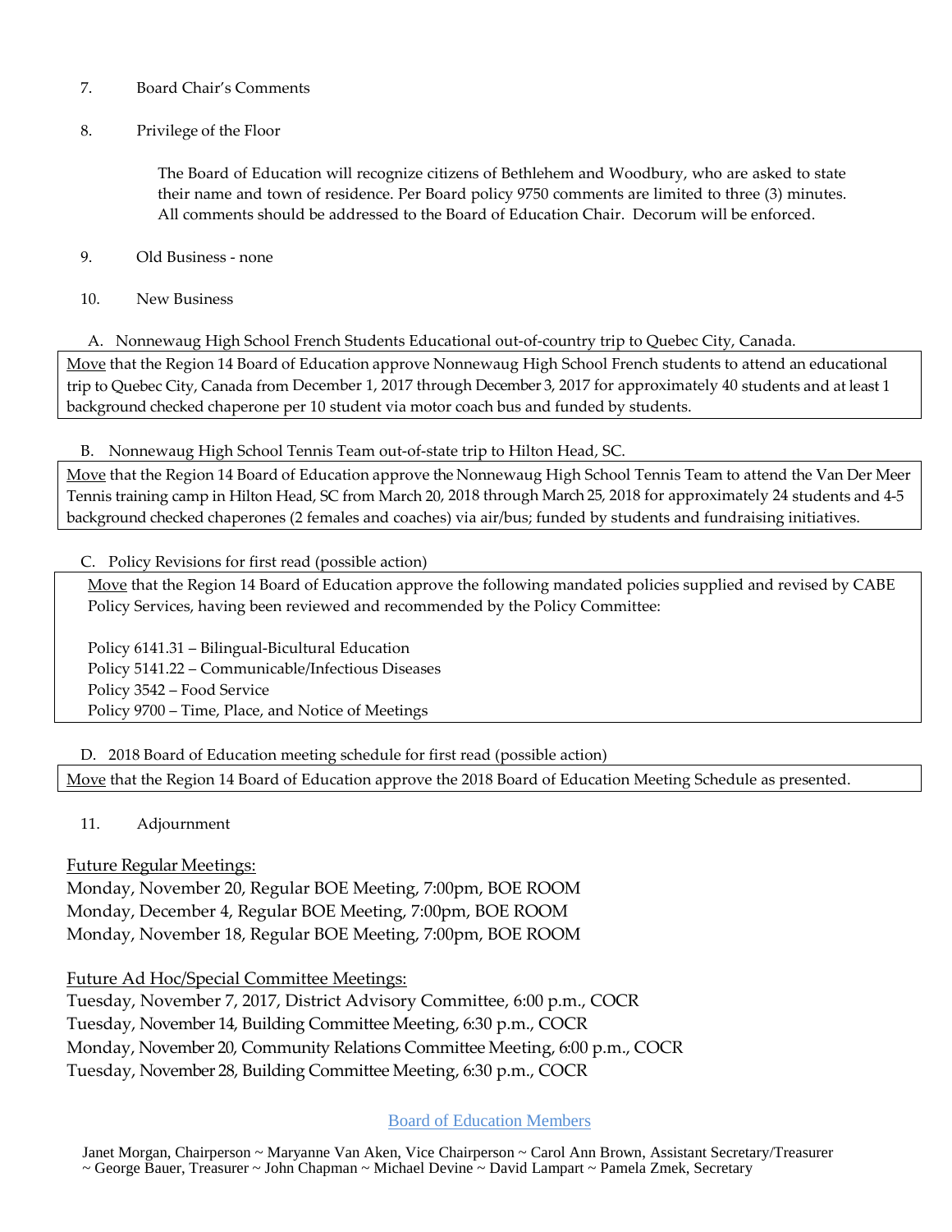7. Board Chair's Comments

8. Privilege of the Floor

   The Board of Education will recognize citizens of Bethlehem and Woodbury, who are asked to state their name and town of residence. Per Board policy 9750 comments are limited to three (3) minutes. All comments should be addressed to the Board of Education Chair. Decorum will be enforced.

9. Old Business - none

10. New Business

A. Nonnewaug High School French Students Educational out-of-country trip to Quebec City, Canada.

Move that the Region 14 Board of Education approve Nonnewaug High School French students to attend an educational trip to Quebec City, Canada from December 1, 2017 through December 3, 2017 for approximately 40 students and at least 1 background checked chaperone per 10 student via motor coach bus and funded by students.

B. Nonnewaug High School Tennis Team out-of-state trip to Hilton Head, SC.

Move that the Region 14 Board of Education approve the Nonnewaug High School Tennis Team to attend the Van Der Meer Tennis training camp in Hilton Head, SC from March 20, 2018 through March 25, 2018 for approximately 24 students and 4-5 background checked chaperones (2 females and coaches) via air/bus; funded by students and fundraising initiatives.

C. Policy Revisions for first read (possible action)

Move that the Region 14 Board of Education approve the following mandated policies supplied and revised by CABE Policy Services, having been reviewed and recommended by the Policy Committee:

Policy 6141.31 – Bilingual-Bicultural Education
Policy 5141.22 – Communicable/Infectious Diseases
Policy 3542 – Food Service
Policy 9700 – Time, Place, and Notice of Meetings

D. 2018 Board of Education meeting schedule for first read (possible action)

Move that the Region 14 Board of Education approve the 2018 Board of Education Meeting Schedule as presented.

11. Adjournment

Future Regular Meetings:
Monday, November 20, Regular BOE Meeting, 7:00pm, BOE ROOM
Monday, December 4, Regular BOE Meeting, 7:00pm, BOE ROOM
Monday, November 18, Regular BOE Meeting, 7:00pm, BOE ROOM

Future Ad Hoc/Special Committee Meetings:
Tuesday, November 7, 2017, District Advisory Committee, 6:00 p.m., COCR
Tuesday, November 14, Building Committee Meeting, 6:30 p.m., COCR
Monday, November 20, Community Relations Committee Meeting, 6:00 p.m., COCR
Tuesday, November 28, Building Committee Meeting, 6:30 p.m., COCR

Board of Education Members

Janet Morgan, Chairperson ~ Maryanne Van Aken, Vice Chairperson ~ Carol Ann Brown, Assistant Secretary/Treasurer ~ George Bauer, Treasurer ~ John Chapman ~ Michael Devine ~ David Lampart ~ Pamela Zmek, Secretary